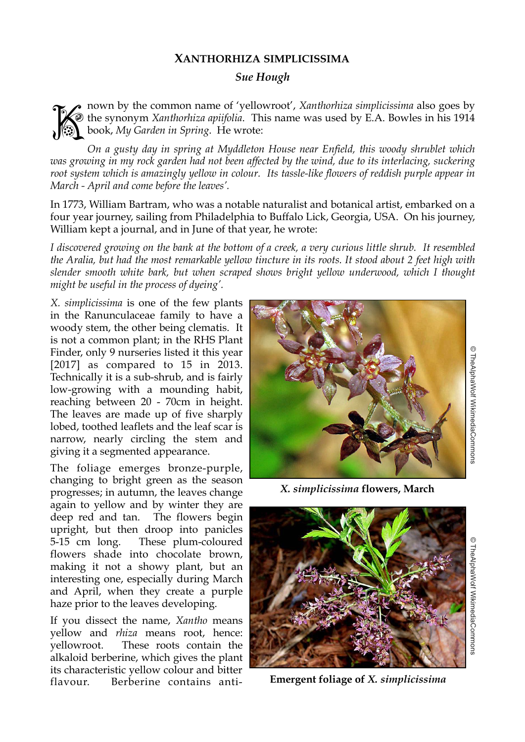# XANTHORHIZA SIMPLICISSIMA

### *Sue Hough*

Known by the common name of 'yellowroot', *Xanthorhiza simplicissima* also goes by the synonym *Xanthorhiza apiifolia*. This name was used by E.A. Bowles in his 1914 book, *My Garden in Spring*. He wrote:

*On a gusty day in spring at Myddleton House near Enfield, this woody shrublet which was growing in my rock garden had not been affected by the wind, due to its interlacing, suckering root system which is amazingly yellow in colour. Its tassle-like flowers of reddish purple appear in March - April and come before the leaves'.*

In 1773, William Bartram, who was a notable naturalist and botanical artist, embarked on a four year journey, sailing from Philadelphia to Buffalo Lick, Georgia, USA. On his journey, William kept a journal, and in June of that year, he wrote:

*I discovered growing on the bank at the bottom of a creek, a very curious little shrub. It resembled the Aralia, but had the most remarkable yellow tincture in its roots. It stood about 2 feet high with slender smooth white bark, but when scraped shows bright yellow underwood, which I thought might be useful in the process of dyeing'.*

*X. simplicissima* is one of the few plants in the Ranunculaceae family to have a woody stem, the other being clematis. It is not a common plant; in the RHS Plant Finder, only 9 nurseries listed it this year [2017] as compared to 15 in 2013. Technically it is a sub-shrub, and is fairly low-growing with a mounding habit, reaching between 20 - 70cm in height. The leaves are made up of five sharply lobed, toothed leaflets and the leaf scar is narrow, nearly circling the stem and giving it a segmented appearance.

**_X. simplicissima_ flowers, March**

© TheAlphaWolf WikimediaCommons

The foliage emerges bronze-purple, changing to bright green as the season progresses; in autumn, the leaves change again to yellow and by winter they are deep red and tan. The flowers begin upright, but then droop into panicles 5-15 cm long. These plum-coloured flowers shade into chocolate brown, making it not a showy plant, but an interesting one, especially during March and April, when they create a purple haze prior to the leaves developing.

**Emergent foliage of _X. simplicissima_**

© TheAlphaWolf WikimediaCommons

If you dissect the name, *Xantho* means yellow and *rhiza* means root, hence: yellowroot. These roots contain the alkaloid berberine, which gives the plant its characteristic yellow colour and bitter flavour. Berberine contains anti-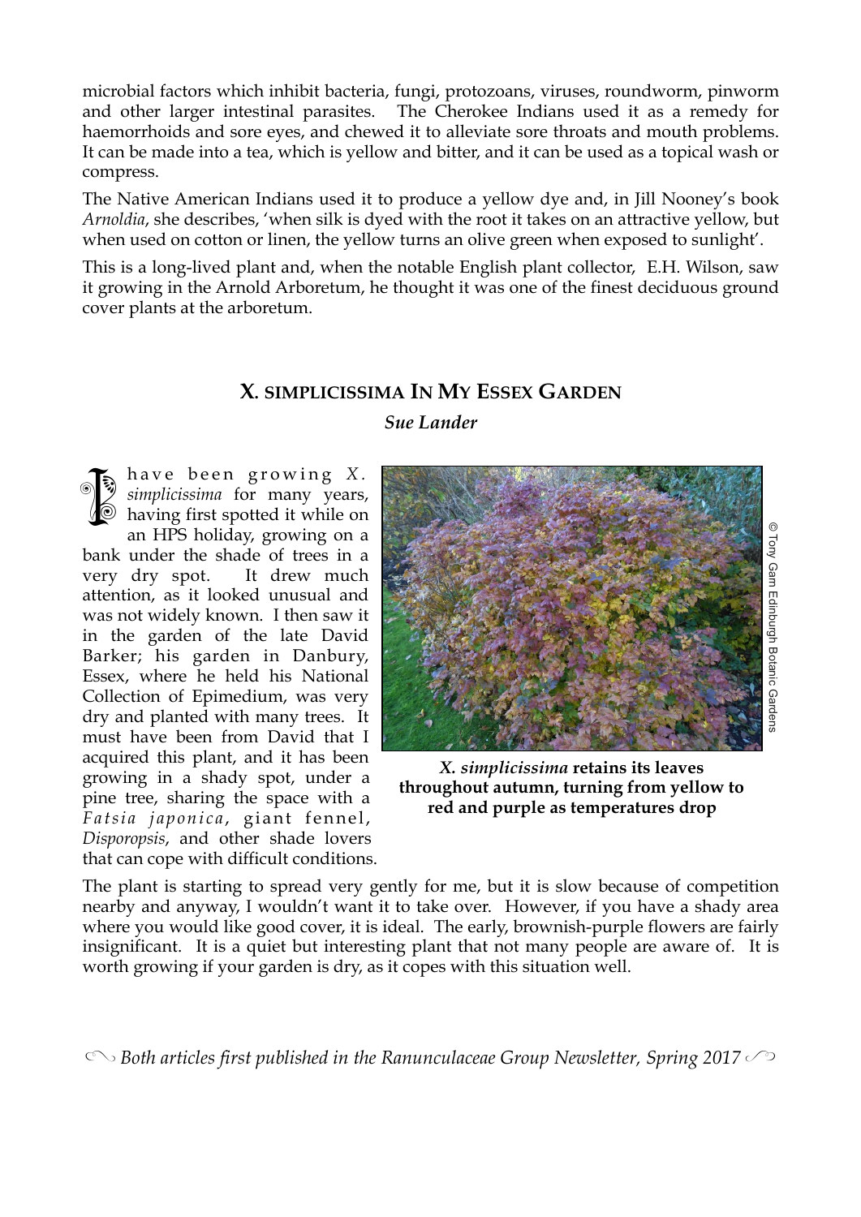microbial factors which inhibit bacteria, fungi, protozoans, viruses, roundworm, pinworm and other larger intestinal parasites. The Cherokee Indians used it as a remedy for haemorrhoids and sore eyes, and chewed it to alleviate sore throats and mouth problems. It can be made into a tea, which is yellow and bitter, and it can be used as a topical wash or compress.

The Native American Indians used it to produce a yellow dye and, in Jill Nooney's book *Arnoldia*, she describes, 'when silk is dyed with the root it takes on an attractive yellow, but when used on cotton or linen, the yellow turns an olive green when exposed to sunlight'.

This is a long-lived plant and, when the notable English plant collector, E.H. Wilson, saw it growing in the Arnold Arboretum, he thought it was one of the finest deciduous ground cover plants at the arboretum.

## X. simplicissima In My Essex Garden

***Sue Lander***

I have been growing *X. simplicissima* for many years, having first spotted it while on an HPS holiday, growing on a bank under the shade of trees in a very dry spot. It drew much attention, as it looked unusual and was not widely known. I then saw it in the garden of the late David Barker; his garden in Danbury, Essex, where he held his National Collection of Epimedium, was very dry and planted with many trees. It must have been from David that I acquired this plant, and it has been growing in a shady spot, under a pine tree, sharing the space with a *Fatsia japonica*, giant fennel, *Disporopsis*, and other shade lovers that can cope with difficult conditions.

© Tony Gam Edinburgh Botanic Gardens

***X. simplicissima* retains its leaves throughout autumn, turning from yellow to red and purple as temperatures drop**

The plant is starting to spread very gently for me, but it is slow because of competition nearby and anyway, I wouldn't want it to take over. However, if you have a shady area where you would like good cover, it is ideal. The early, brownish-purple flowers are fairly insignificant. It is a quiet but interesting plant that not many people are aware of. It is worth growing if your garden is dry, as it copes with this situation well.

*Both articles first published in the Ranunculaceae Group Newsletter, Spring 2017*